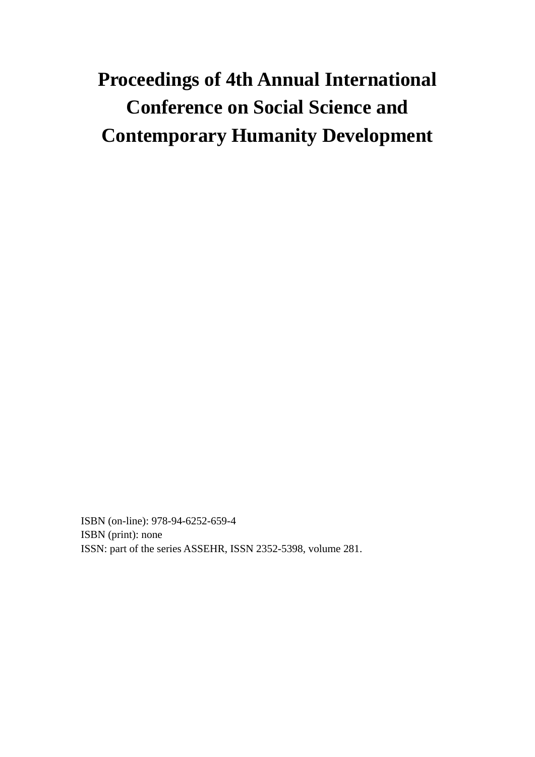# Proceedings of 4th Annual International Conference on Social Science and Contemporary Humanity Development

ISBN (on-line): 978-94-6252-659-4
ISBN (print): none
ISSN: part of the series ASSEHR, ISSN 2352-5398, volume 281.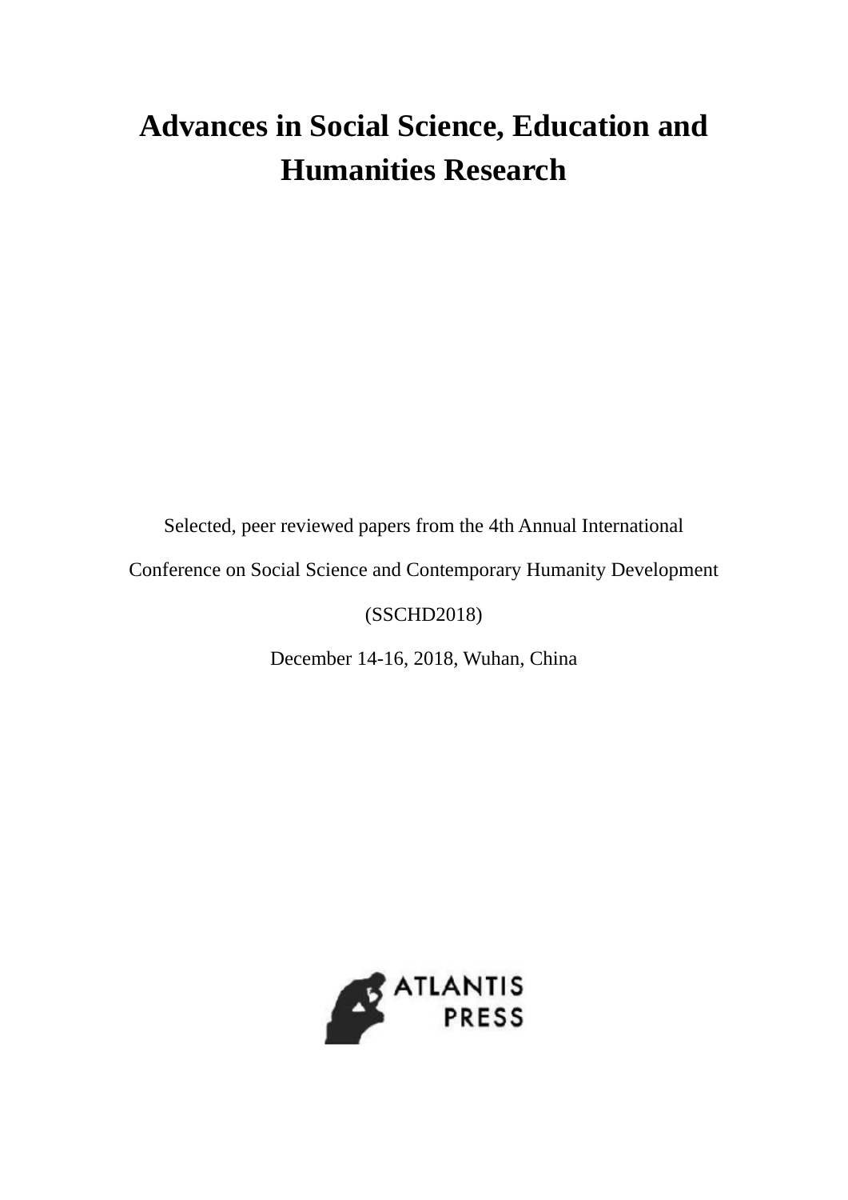# Advances in Social Science, Education and Humanities Research

Selected, peer reviewed papers from the 4th Annual International

Conference on Social Science and Contemporary Humanity Development

(SSCHD2018)

December 14-16, 2018, Wuhan, China

ATLANTIS PRESS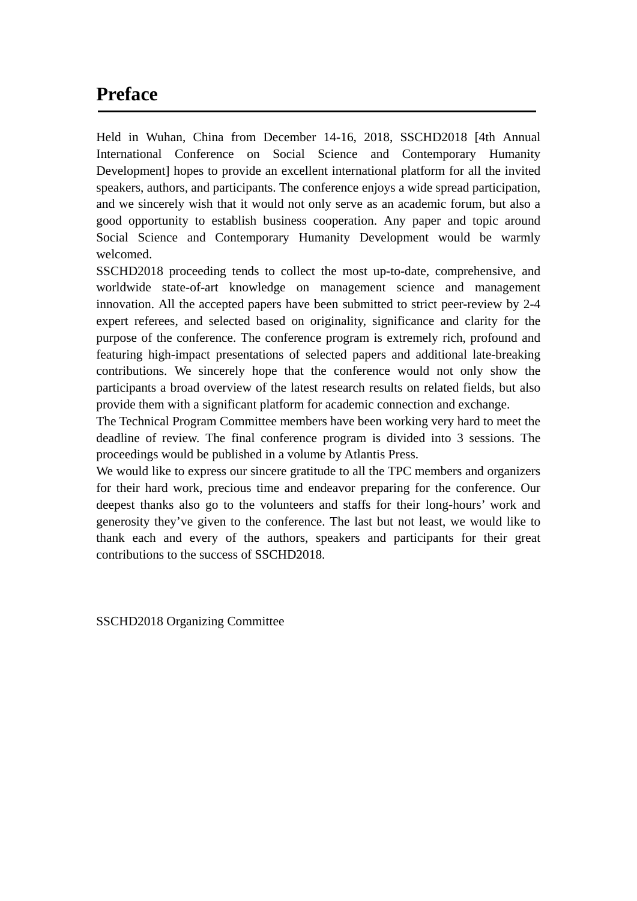# Preface

Held in Wuhan, China from December 14-16, 2018, SSCHD2018 [4th Annual International Conference on Social Science and Contemporary Humanity Development] hopes to provide an excellent international platform for all the invited speakers, authors, and participants. The conference enjoys a wide spread participation, and we sincerely wish that it would not only serve as an academic forum, but also a good opportunity to establish business cooperation. Any paper and topic around Social Science and Contemporary Humanity Development would be warmly welcomed.

SSCHD2018 proceeding tends to collect the most up-to-date, comprehensive, and worldwide state-of-art knowledge on management science and management innovation. All the accepted papers have been submitted to strict peer-review by 2-4 expert referees, and selected based on originality, significance and clarity for the purpose of the conference. The conference program is extremely rich, profound and featuring high-impact presentations of selected papers and additional late-breaking contributions. We sincerely hope that the conference would not only show the participants a broad overview of the latest research results on related fields, but also provide them with a significant platform for academic connection and exchange.

The Technical Program Committee members have been working very hard to meet the deadline of review. The final conference program is divided into 3 sessions. The proceedings would be published in a volume by Atlantis Press.

We would like to express our sincere gratitude to all the TPC members and organizers for their hard work, precious time and endeavor preparing for the conference. Our deepest thanks also go to the volunteers and staffs for their long-hours' work and generosity they've given to the conference. The last but not least, we would like to thank each and every of the authors, speakers and participants for their great contributions to the success of SSCHD2018.

SSCHD2018 Organizing Committee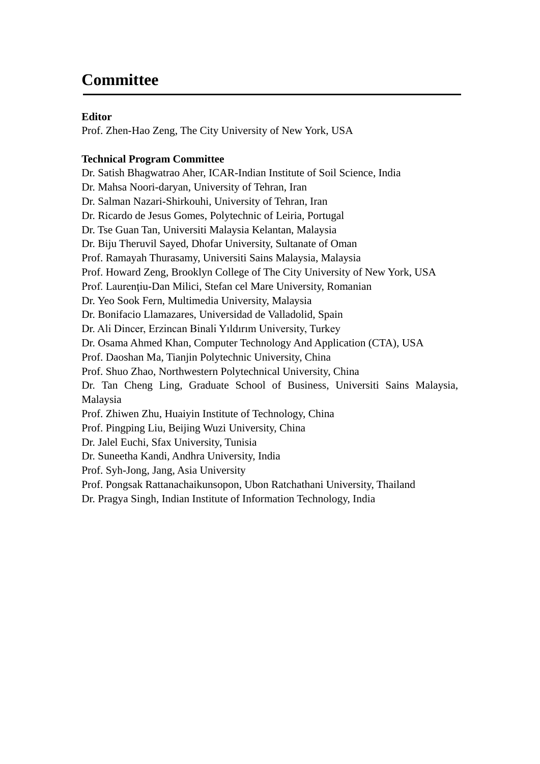# Committee

**Editor**

Prof. Zhen-Hao Zeng, The City University of New York, USA

**Technical Program Committee**

Dr. Satish Bhagwatrao Aher, ICAR-Indian Institute of Soil Science, India
Dr. Mahsa Noori-daryan, University of Tehran, Iran
Dr. Salman Nazari-Shirkouhi, University of Tehran, Iran
Dr. Ricardo de Jesus Gomes, Polytechnic of Leiria, Portugal
Dr. Tse Guan Tan, Universiti Malaysia Kelantan, Malaysia
Dr. Biju Theruvil Sayed, Dhofar University, Sultanate of Oman
Prof. Ramayah Thurasamy, Universiti Sains Malaysia, Malaysia
Prof. Howard Zeng, Brooklyn College of The City University of New York, USA
Prof. Laurențiu-Dan Milici, Stefan cel Mare University, Romanian
Dr. Yeo Sook Fern, Multimedia University, Malaysia
Dr. Bonifacio Llamazares, Universidad de Valladolid, Spain
Dr. Ali Dincer, Erzincan Binali Yıldırım University, Turkey
Dr. Osama Ahmed Khan, Computer Technology And Application (CTA), USA
Prof. Daoshan Ma, Tianjin Polytechnic University, China
Prof. Shuo Zhao, Northwestern Polytechnical University, China
Dr. Tan Cheng Ling, Graduate School of Business, Universiti Sains Malaysia, Malaysia
Prof. Zhiwen Zhu, Huaiyin Institute of Technology, China
Prof. Pingping Liu, Beijing Wuzi University, China
Dr. Jalel Euchi, Sfax University, Tunisia
Dr. Suneetha Kandi, Andhra University, India
Prof. Syh-Jong, Jang, Asia University
Prof. Pongsak Rattanachaikunsopon, Ubon Ratchathani University, Thailand
Dr. Pragya Singh, Indian Institute of Information Technology, India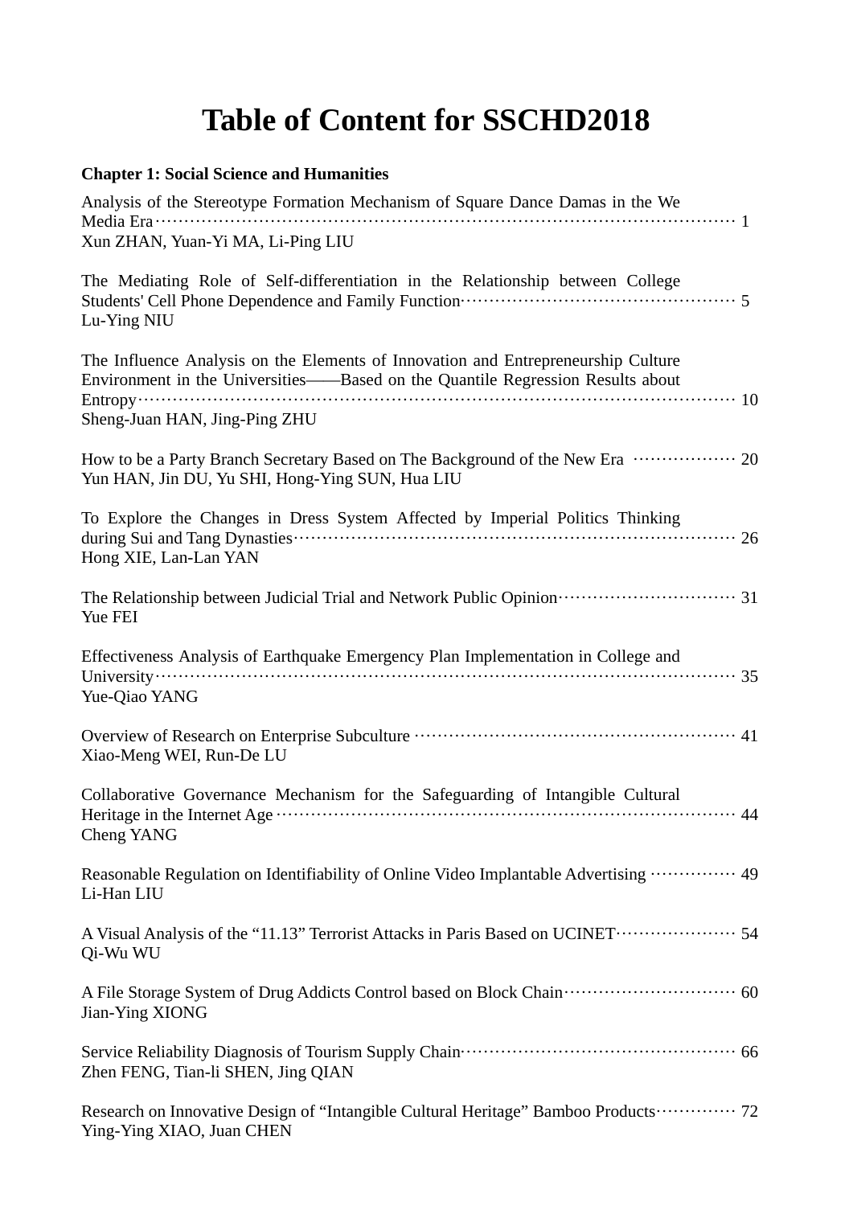# Table of Content for SSCHD2018

**Chapter 1: Social Science and Humanities**

Analysis of the Stereotype Formation Mechanism of Square Dance Damas in the We Media Era ………………………………………………………………………………………… 1
Xun ZHAN, Yuan-Yi MA, Li-Ping LIU

The Mediating Role of Self-differentiation in the Relationship between College Students' Cell Phone Dependence and Family Function…………………………………………… 5
Lu-Ying NIU

The Influence Analysis on the Elements of Innovation and Entrepreneurship Culture Environment in the Universities——Based on the Quantile Regression Results about Entropy………………………………………………………………………………………… 10
Sheng-Juan HAN, Jing-Ping ZHU

How to be a Party Branch Secretary Based on The Background of the New Era ……………… 20
Yun HAN, Jin DU, Yu SHI, Hong-Ying SUN, Hua LIU

To Explore the Changes in Dress System Affected by Imperial Politics Thinking during Sui and Tang Dynasties……………………………………………………………………… 26
Hong XIE, Lan-Lan YAN

The Relationship between Judicial Trial and Network Public Opinion…………………………… 31
Yue FEI

Effectiveness Analysis of Earthquake Emergency Plan Implementation in College and University……………………………………………………………………………………… 35
Yue-Qiao YANG

Overview of Research on Enterprise Subculture …………………………………………………… 41
Xiao-Meng WEI, Run-De LU

Collaborative Governance Mechanism for the Safeguarding of Intangible Cultural Heritage in the Internet Age ………………………………………………………………………… 44
Cheng YANG

Reasonable Regulation on Identifiability of Online Video Implantable Advertising …………… 49
Li-Han LIU

A Visual Analysis of the “11.13” Terrorist Attacks in Paris Based on UCINET………………… 54
Qi-Wu WU

A File Storage System of Drug Addicts Control based on Block Chain………………………… 60
Jian-Ying XIONG

Service Reliability Diagnosis of Tourism Supply Chain…………………………………………… 66
Zhen FENG, Tian-li SHEN, Jing QIAN

Research on Innovative Design of “Intangible Cultural Heritage” Bamboo Products…………… 72
Ying-Ying XIAO, Juan CHEN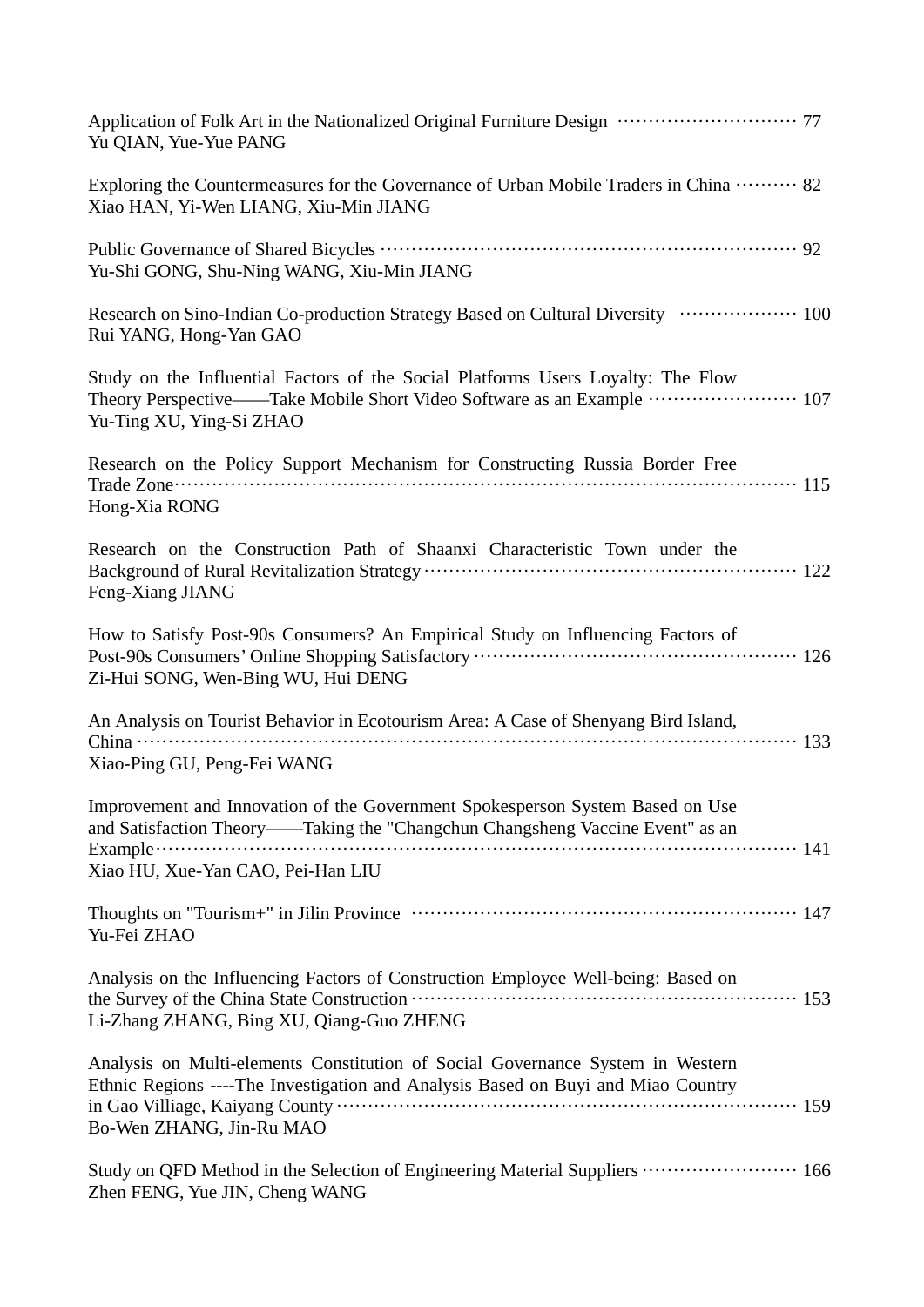Application of Folk Art in the Nationalized Original Furniture Design ………………………… 77
Yu QIAN, Yue-Yue PANG

Exploring the Countermeasures for the Governance of Urban Mobile Traders in China ………… 82
Xiao HAN, Yi-Wen LIANG, Xiu-Min JIANG

Public Governance of Shared Bicycles …………………………………………………………… 92
Yu-Shi GONG, Shu-Ning WANG, Xiu-Min JIANG

Research on Sino-Indian Co-production Strategy Based on Cultural Diversity ………………… 100
Rui YANG, Hong-Yan GAO

Study on the Influential Factors of the Social Platforms Users Loyalty: The Flow Theory Perspective——Take Mobile Short Video Software as an Example …………………… 107
Yu-Ting XU, Ying-Si ZHAO

Research on the Policy Support Mechanism for Constructing Russia Border Free Trade Zone……………………………………………………………………………………… 115
Hong-Xia RONG

Research on the Construction Path of Shaanxi Characteristic Town under the Background of Rural Revitalization Strategy …………………………………………………… 122
Feng-Xiang JIANG

How to Satisfy Post-90s Consumers? An Empirical Study on Influencing Factors of Post-90s Consumers' Online Shopping Satisfactory ………………………………………… 126
Zi-Hui SONG, Wen-Bing WU, Hui DENG

An Analysis on Tourist Behavior in Ecotourism Area: A Case of Shenyang Bird Island, China ……………………………………………………………………………………… 133
Xiao-Ping GU, Peng-Fei WANG

Improvement and Innovation of the Government Spokesperson System Based on Use and Satisfaction Theory——Taking the "Changchun Changsheng Vaccine Event" as an Example………………………………………………………………………………………… 141
Xiao HU, Xue-Yan CAO, Pei-Han LIU

Thoughts on "Tourism+" in Jilin Province …………………………………………………… 147
Yu-Fei ZHAO

Analysis on the Influencing Factors of Construction Employee Well-being: Based on the Survey of the China State Construction …………………………………………………… 153
Li-Zhang ZHANG, Bing XU, Qiang-Guo ZHENG

Analysis on Multi-elements Constitution of Social Governance System in Western Ethnic Regions ----The Investigation and Analysis Based on Buyi and Miao Country in Gao Villiage, Kaiyang County ………………………………………………………………… 159
Bo-Wen ZHANG, Jin-Ru MAO

Study on QFD Method in the Selection of Engineering Material Suppliers …………………… 166
Zhen FENG, Yue JIN, Cheng WANG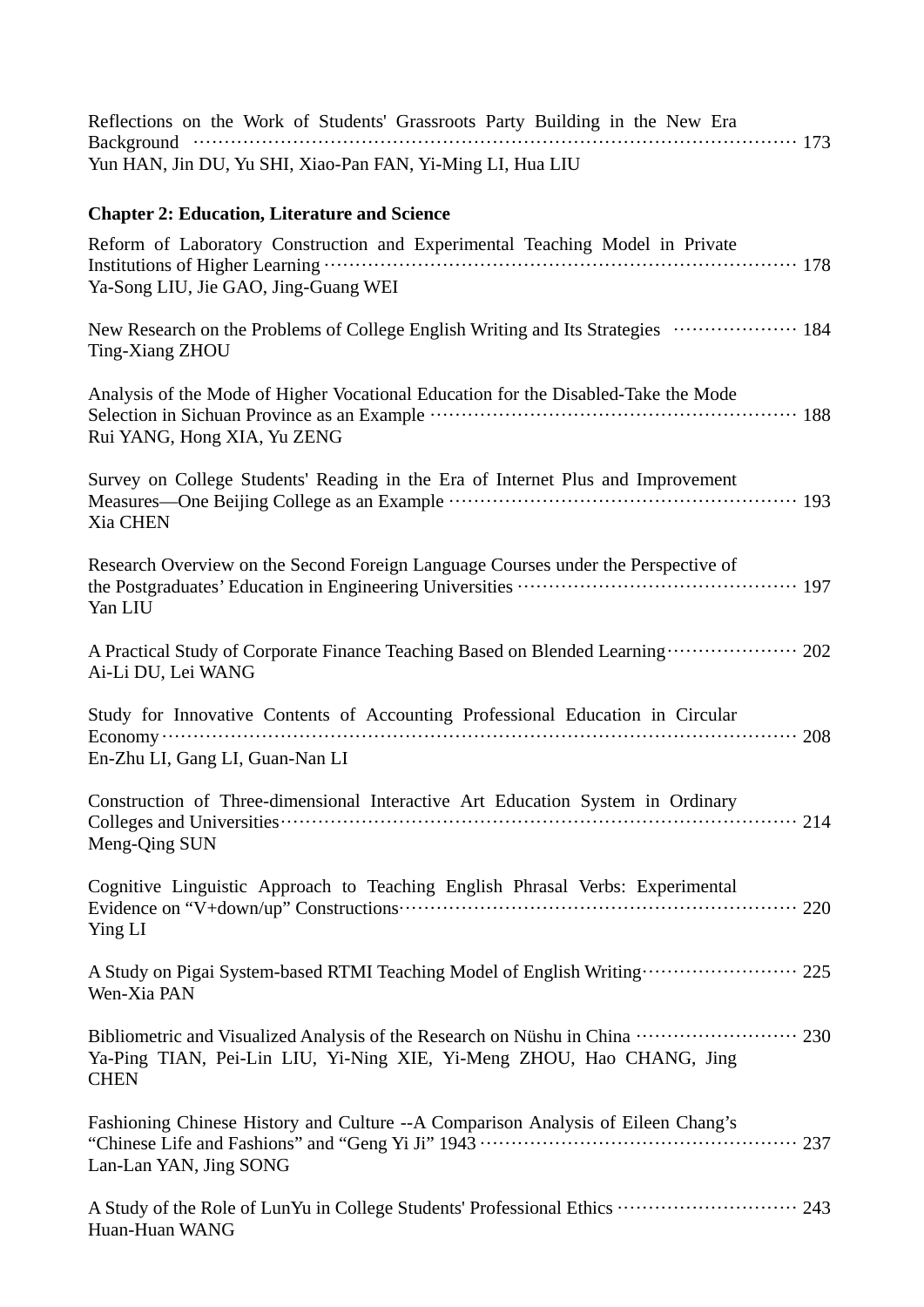Reflections on the Work of Students' Grassroots Party Building in the New Era Background ........ 173
Yun HAN, Jin DU, Yu SHI, Xiao-Pan FAN, Yi-Ming LI, Hua LIU

**Chapter 2: Education, Literature and Science**

Reform of Laboratory Construction and Experimental Teaching Model in Private Institutions of Higher Learning ........ 178
Ya-Song LIU, Jie GAO, Jing-Guang WEI

New Research on the Problems of College English Writing and Its Strategies ........ 184
Ting-Xiang ZHOU

Analysis of the Mode of Higher Vocational Education for the Disabled-Take the Mode Selection in Sichuan Province as an Example ........ 188
Rui YANG, Hong XIA, Yu ZENG

Survey on College Students' Reading in the Era of Internet Plus and Improvement Measures—One Beijing College as an Example ........ 193
Xia CHEN

Research Overview on the Second Foreign Language Courses under the Perspective of the Postgraduates' Education in Engineering Universities ........ 197
Yan LIU

A Practical Study of Corporate Finance Teaching Based on Blended Learning ........ 202
Ai-Li DU, Lei WANG

Study for Innovative Contents of Accounting Professional Education in Circular Economy ........ 208
En-Zhu LI, Gang LI, Guan-Nan LI

Construction of Three-dimensional Interactive Art Education System in Ordinary Colleges and Universities ........ 214
Meng-Qing SUN

Cognitive Linguistic Approach to Teaching English Phrasal Verbs: Experimental Evidence on "V+down/up" Constructions ........ 220
Ying LI

A Study on Pigai System-based RTMI Teaching Model of English Writing ........ 225
Wen-Xia PAN

Bibliometric and Visualized Analysis of the Research on Nüshu in China ........ 230
Ya-Ping TIAN, Pei-Lin LIU, Yi-Ning XIE, Yi-Meng ZHOU, Hao CHANG, Jing CHEN

Fashioning Chinese History and Culture --A Comparison Analysis of Eileen Chang's "Chinese Life and Fashions" and "Geng Yi Ji" 1943 ........ 237
Lan-Lan YAN, Jing SONG

A Study of the Role of LunYu in College Students' Professional Ethics ........ 243
Huan-Huan WANG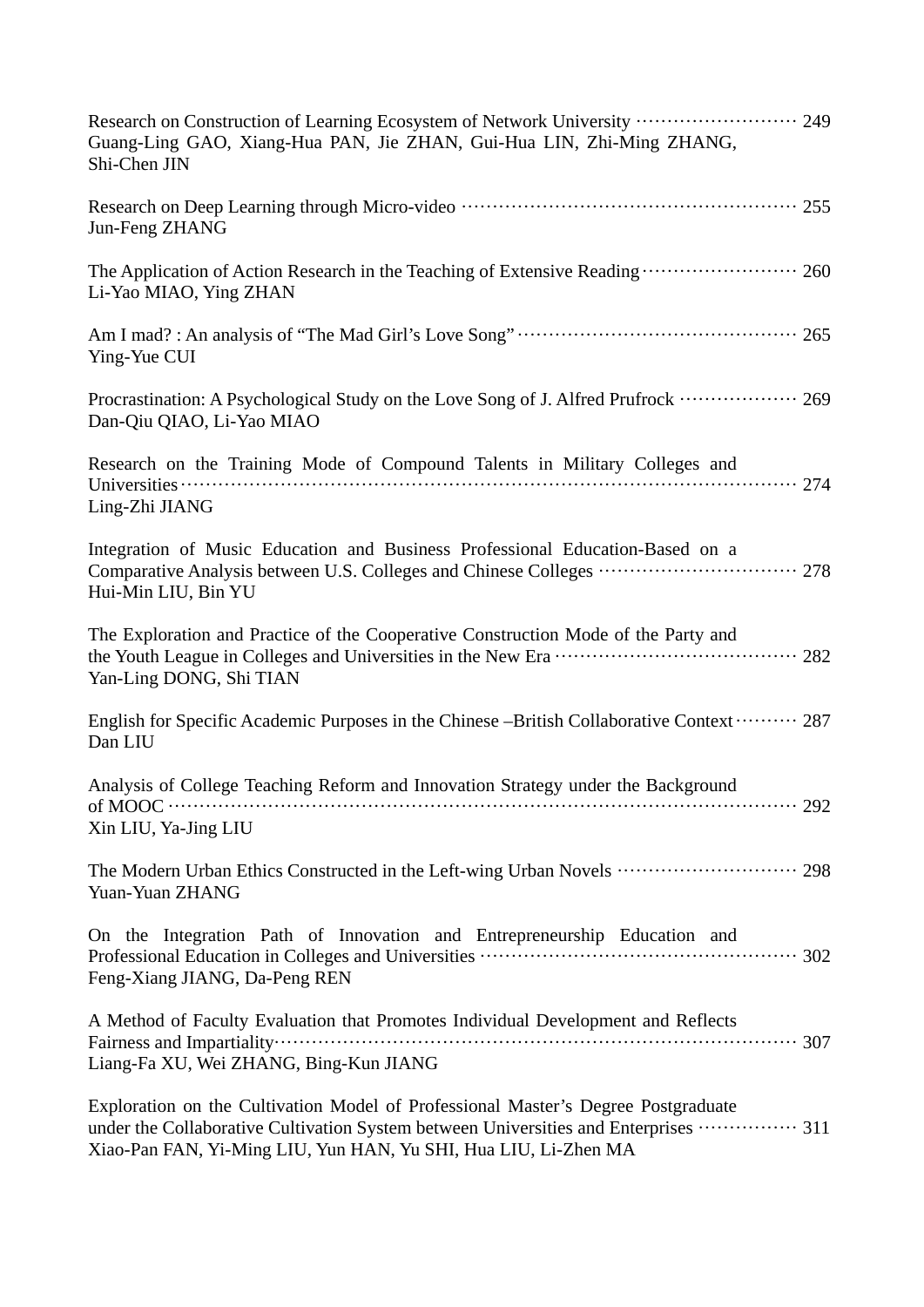Research on Construction of Learning Ecosystem of Network University ······························ 249
Guang-Ling GAO, Xiang-Hua PAN, Jie ZHAN, Gui-Hua LIN, Zhi-Ming ZHANG, Shi-Chen JIN

Research on Deep Learning through Micro-video ······························································ 255
Jun-Feng ZHANG

The Application of Action Research in the Teaching of Extensive Reading ························· 260
Li-Yao MIAO, Ying ZHAN

Am I mad? : An analysis of "The Mad Girl's Love Song" ·················································· 265
Ying-Yue CUI

Procrastination: A Psychological Study on the Love Song of J. Alfred Prufrock ··················· 269
Dan-Qiu QIAO, Li-Yao MIAO

Research on the Training Mode of Compound Talents in Military Colleges and Universities ·········································································································· 274
Ling-Zhi JIANG

Integration of Music Education and Business Professional Education-Based on a Comparative Analysis between U.S. Colleges and Chinese Colleges ································ 278
Hui-Min LIU, Bin YU

The Exploration and Practice of the Cooperative Construction Mode of the Party and the Youth League in Colleges and Universities in the New Era ········································ 282
Yan-Ling DONG, Shi TIAN

English for Specific Academic Purposes in the Chinese –British Collaborative Context ·········· 287
Dan LIU

Analysis of College Teaching Reform and Innovation Strategy under the Background of MOOC ········································································································· 292
Xin LIU, Ya-Jing LIU

The Modern Urban Ethics Constructed in the Left-wing Urban Novels ······························ 298
Yuan-Yuan ZHANG

On the Integration Path of Innovation and Entrepreneurship Education and Professional Education in Colleges and Universities ·························································· 302
Feng-Xiang JIANG, Da-Peng REN

A Method of Faculty Evaluation that Promotes Individual Development and Reflects Fairness and Impartiality······························································································ 307
Liang-Fa XU, Wei ZHANG, Bing-Kun JIANG

Exploration on the Cultivation Model of Professional Master's Degree Postgraduate under the Collaborative Cultivation System between Universities and Enterprises ················ 311
Xiao-Pan FAN, Yi-Ming LIU, Yun HAN, Yu SHI, Hua LIU, Li-Zhen MA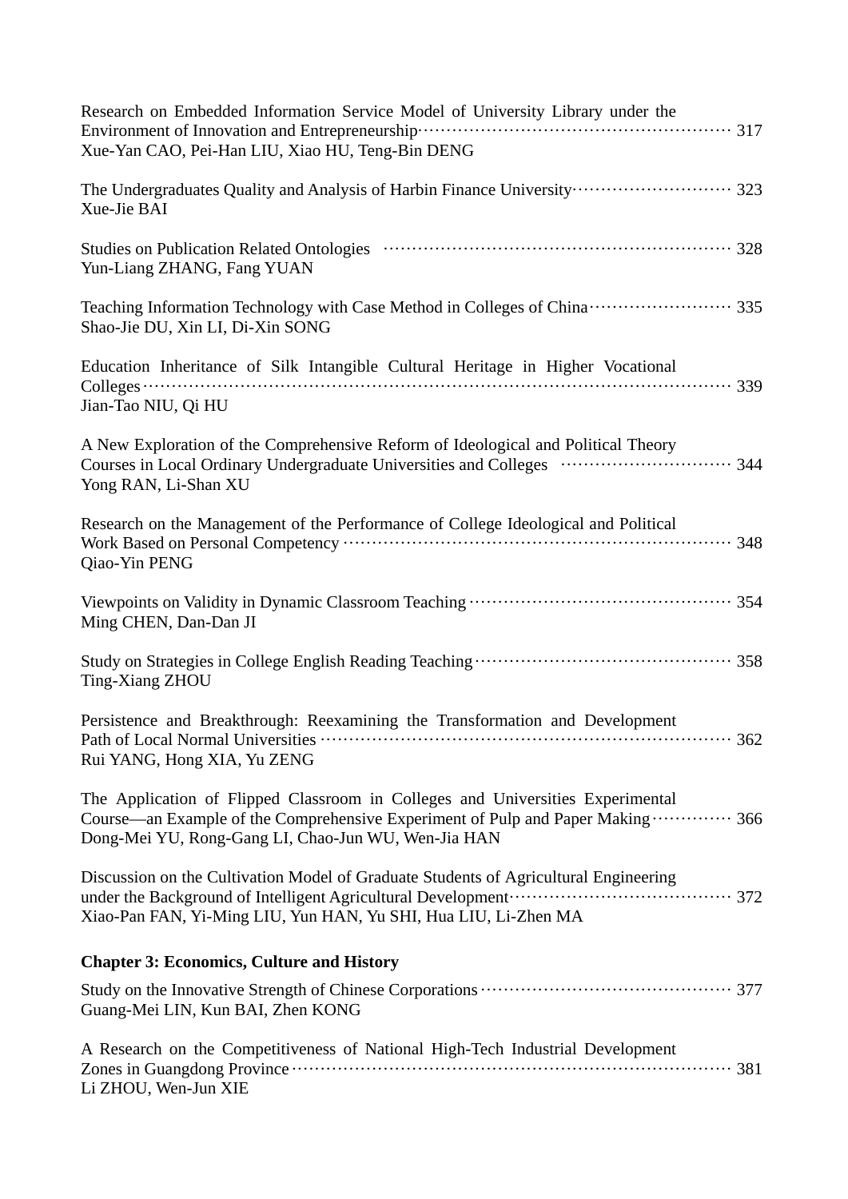Research on Embedded Information Service Model of University Library under the Environment of Innovation and Entrepreneurship ........ 317
Xue-Yan CAO, Pei-Han LIU, Xiao HU, Teng-Bin DENG

The Undergraduates Quality and Analysis of Harbin Finance University ........ 323
Xue-Jie BAI

Studies on Publication Related Ontologies ........ 328
Yun-Liang ZHANG, Fang YUAN

Teaching Information Technology with Case Method in Colleges of China ........ 335
Shao-Jie DU, Xin LI, Di-Xin SONG

Education Inheritance of Silk Intangible Cultural Heritage in Higher Vocational Colleges ........ 339
Jian-Tao NIU, Qi HU

A New Exploration of the Comprehensive Reform of Ideological and Political Theory Courses in Local Ordinary Undergraduate Universities and Colleges ........ 344
Yong RAN, Li-Shan XU

Research on the Management of the Performance of College Ideological and Political Work Based on Personal Competency ........ 348
Qiao-Yin PENG

Viewpoints on Validity in Dynamic Classroom Teaching ........ 354
Ming CHEN, Dan-Dan JI

Study on Strategies in College English Reading Teaching ........ 358
Ting-Xiang ZHOU

Persistence and Breakthrough: Reexamining the Transformation and Development Path of Local Normal Universities ........ 362
Rui YANG, Hong XIA, Yu ZENG

The Application of Flipped Classroom in Colleges and Universities Experimental Course—an Example of the Comprehensive Experiment of Pulp and Paper Making ........ 366
Dong-Mei YU, Rong-Gang LI, Chao-Jun WU, Wen-Jia HAN

Discussion on the Cultivation Model of Graduate Students of Agricultural Engineering under the Background of Intelligent Agricultural Development ........ 372
Xiao-Pan FAN, Yi-Ming LIU, Yun HAN, Yu SHI, Hua LIU, Li-Zhen MA

**Chapter 3: Economics, Culture and History**

Study on the Innovative Strength of Chinese Corporations ........ 377
Guang-Mei LIN, Kun BAI, Zhen KONG

A Research on the Competitiveness of National High-Tech Industrial Development Zones in Guangdong Province ........ 381
Li ZHOU, Wen-Jun XIE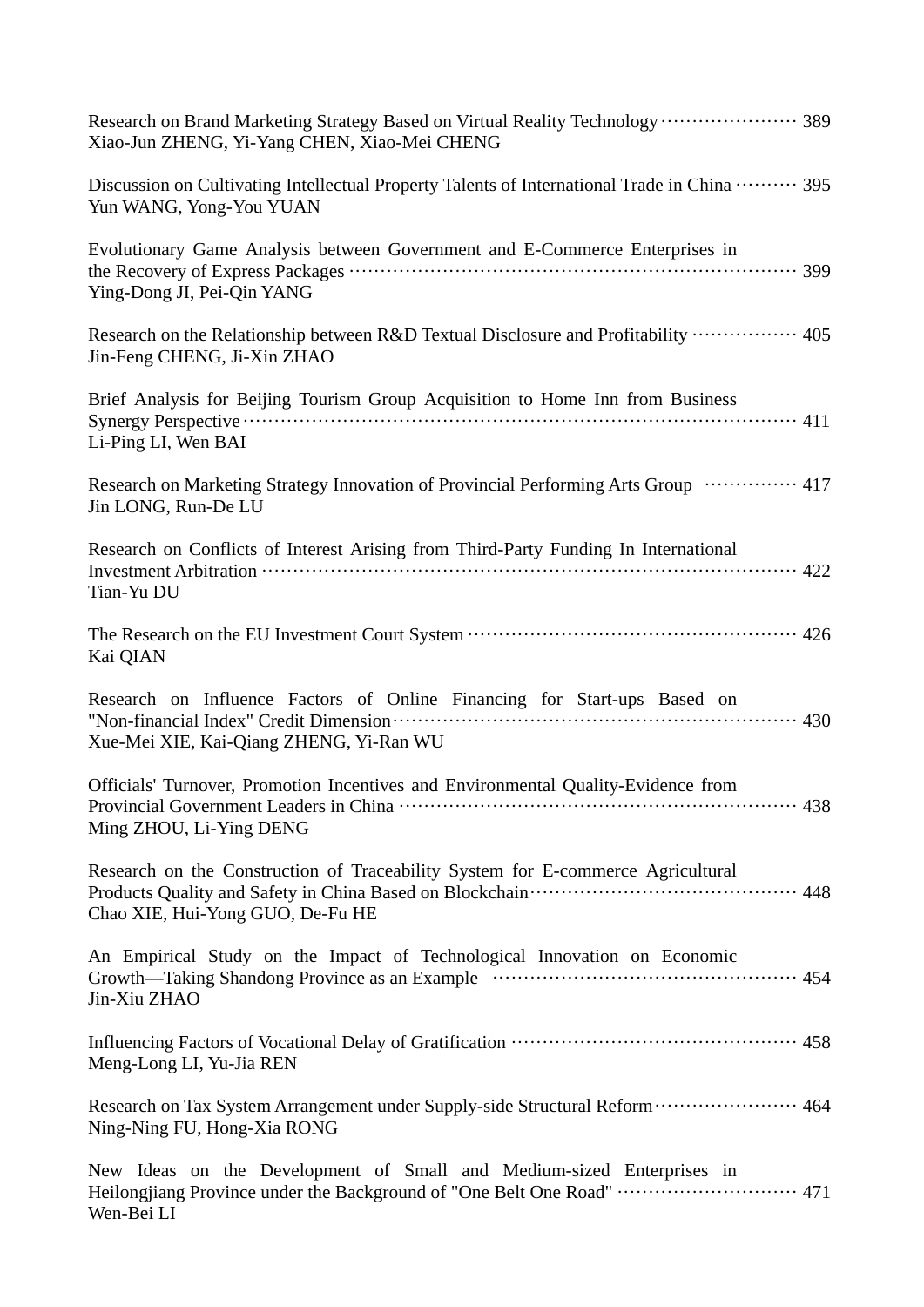Research on Brand Marketing Strategy Based on Virtual Reality Technology ······················ 389
Xiao-Jun ZHENG, Yi-Yang CHEN, Xiao-Mei CHENG

Discussion on Cultivating Intellectual Property Talents of International Trade in China ·········· 395
Yun WANG, Yong-You YUAN

Evolutionary Game Analysis between Government and E-Commerce Enterprises in the Recovery of Express Packages ························································ 399
Ying-Dong JI, Pei-Qin YANG

Research on the Relationship between R&D Textual Disclosure and Profitability ················· 405
Jin-Feng CHENG, Ji-Xin ZHAO

Brief Analysis for Beijing Tourism Group Acquisition to Home Inn from Business Synergy Perspective ································································ 411
Li-Ping LI, Wen BAI

Research on Marketing Strategy Innovation of Provincial Performing Arts Group ··············· 417
Jin LONG, Run-De LU

Research on Conflicts of Interest Arising from Third-Party Funding In International Investment Arbitration ································································ 422
Tian-Yu DU

The Research on the EU Investment Court System ····················································· 426
Kai QIAN

Research on Influence Factors of Online Financing for Start-ups Based on "Non-financial Index" Credit Dimension································································ 430
Xue-Mei XIE, Kai-Qiang ZHENG, Yi-Ran WU

Officials' Turnover, Promotion Incentives and Environmental Quality-Evidence from Provincial Government Leaders in China ···································································· 438
Ming ZHOU, Li-Ying DENG

Research on the Construction of Traceability System for E-commerce Agricultural Products Quality and Safety in China Based on Blockchain·········································· 448
Chao XIE, Hui-Yong GUO, De-Fu HE

An Empirical Study on the Impact of Technological Innovation on Economic Growth—Taking Shandong Province as an Example ················································ 454
Jin-Xiu ZHAO

Influencing Factors of Vocational Delay of Gratification ············································· 458
Meng-Long LI, Yu-Jia REN

Research on Tax System Arrangement under Supply-side Structural Reform······················· 464
Ning-Ning FU, Hong-Xia RONG

New Ideas on the Development of Small and Medium-sized Enterprises in Heilongjiang Province under the Background of "One Belt One Road" ···························· 471
Wen-Bei LI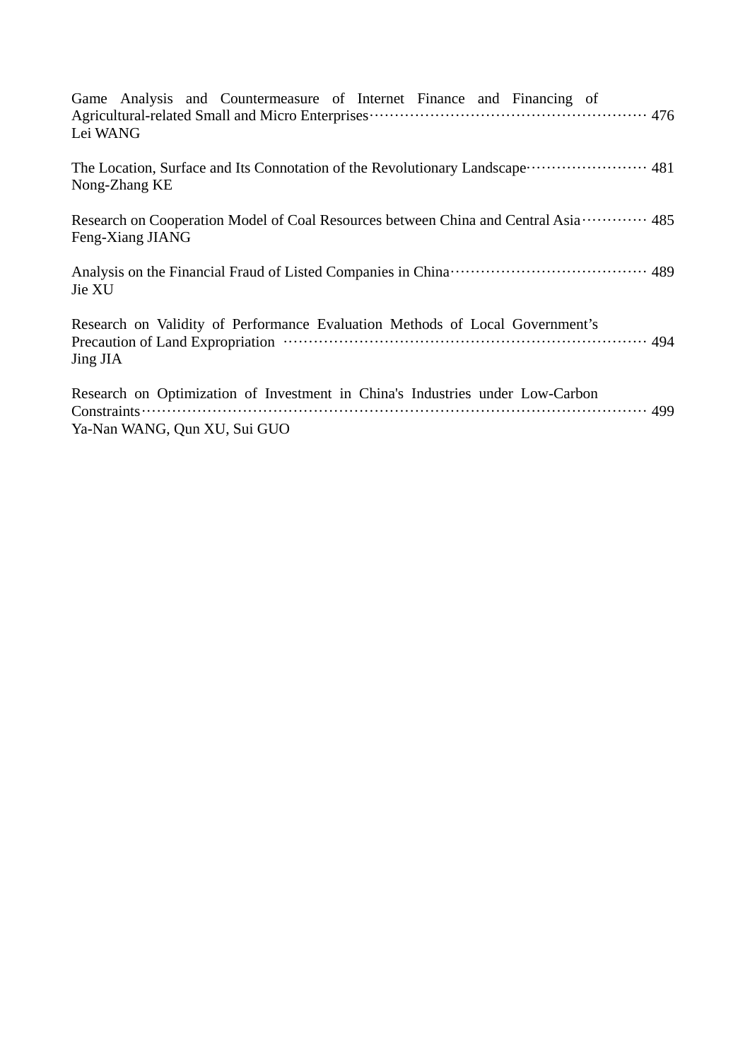Game Analysis and Countermeasure of Internet Finance and Financing of Agricultural-related Small and Micro Enterprises ········· 476
Lei WANG

The Location, Surface and Its Connotation of the Revolutionary Landscape ········· 481
Nong-Zhang KE

Research on Cooperation Model of Coal Resources between China and Central Asia ········· 485
Feng-Xiang JIANG

Analysis on the Financial Fraud of Listed Companies in China ········· 489
Jie XU

Research on Validity of Performance Evaluation Methods of Local Government's Precaution of Land Expropriation ········· 494
Jing JIA

Research on Optimization of Investment in China's Industries under Low-Carbon Constraints ········· 499
Ya-Nan WANG, Qun XU, Sui GUO